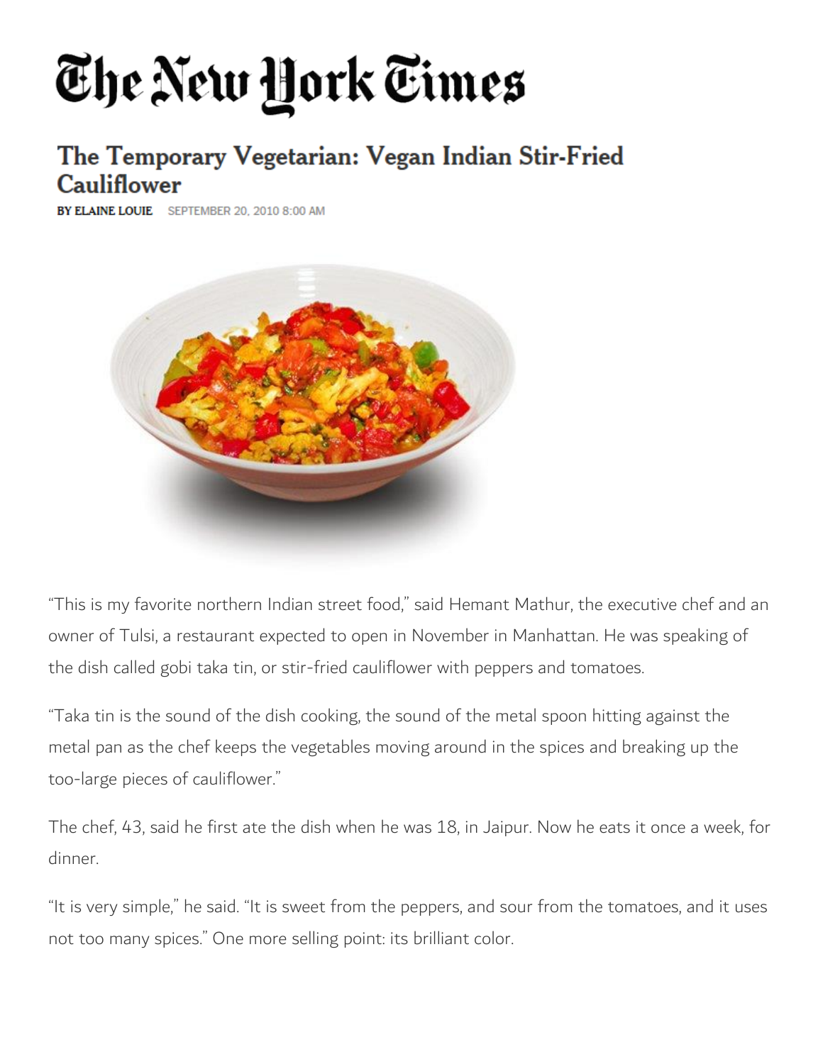# The New York Times

## The Temporary Vegetarian: Vegan Indian Stir-Fried Cauliflower

**BY ELAINE LOUIE** SEPTEMBER 20, 2010 8:00 AM

"This is my favorite northern Indian street food," said Hemant Mathur, the executive chef and an owner of Tulsi, a restaurant expected to open in November in Manhattan. He was speaking of the dish called gobi taka tin, or stir-fried cauliflower with peppers and tomatoes.

"Taka tin is the sound of the dish cooking, the sound of the metal spoon hitting against the metal pan as the chef keeps the vegetables moving around in the spices and breaking up the too-large pieces of cauliflower."

The chef, 43, said he first ate the dish when he was 18, in Jaipur. Now he eats it once a week, for dinner.

"It is very simple," he said. "It is sweet from the peppers, and sour from the tomatoes, and it uses not too many spices." One more selling point: its brilliant color.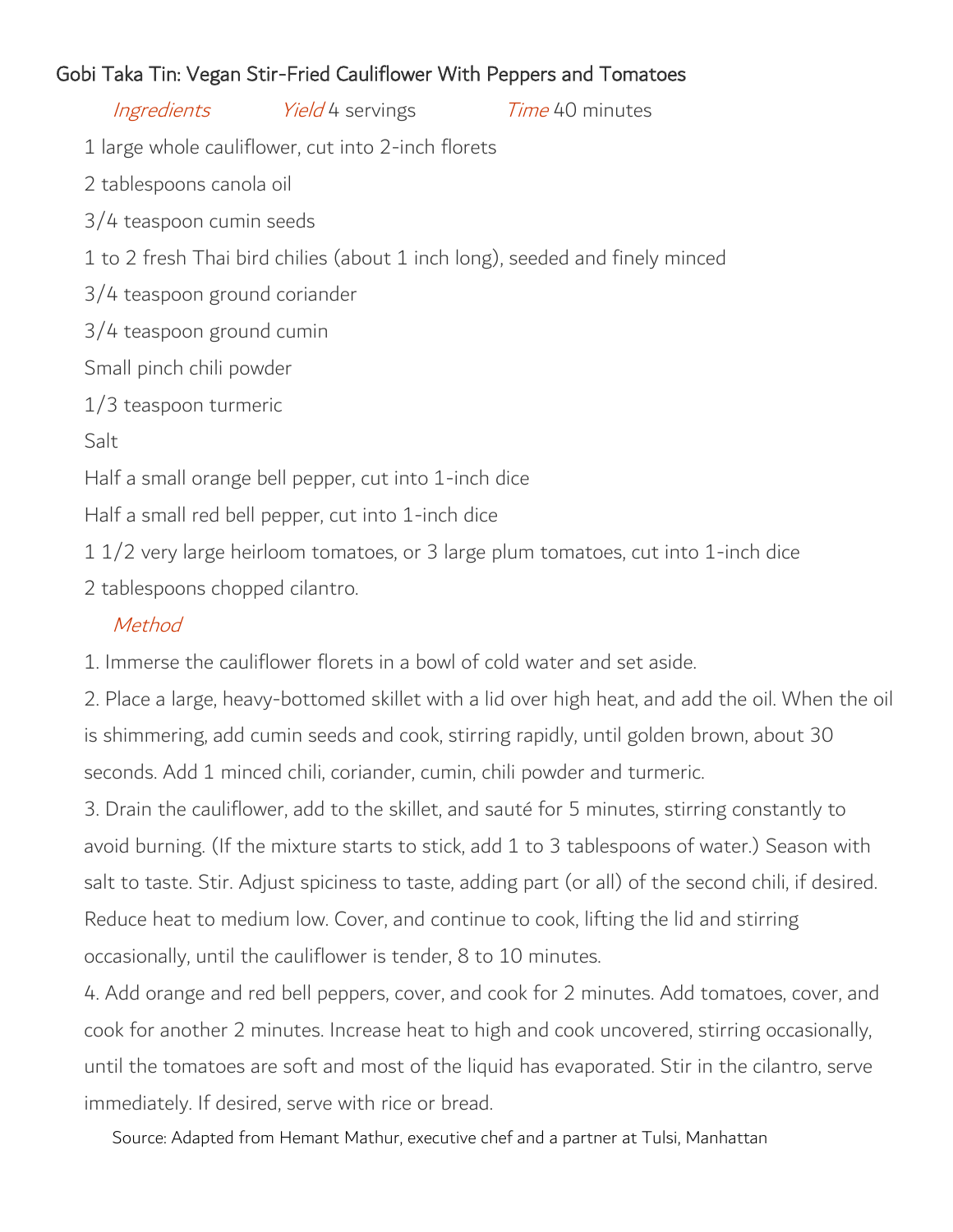## Gobi Taka Tin: Vegan Stir-Fried Cauliflower With Peppers and Tomatoes

*Ingredients* *Yield* 4 servings *Time* 40 minutes

1 large whole cauliflower, cut into 2-inch florets

2 tablespoons canola oil

3/4 teaspoon cumin seeds

1 to 2 fresh Thai bird chilies (about 1 inch long), seeded and finely minced

3/4 teaspoon ground coriander

3/4 teaspoon ground cumin

Small pinch chili powder

1/3 teaspoon turmeric

Salt

Half a small orange bell pepper, cut into 1-inch dice

Half a small red bell pepper, cut into 1-inch dice

1 1/2 very large heirloom tomatoes, or 3 large plum tomatoes, cut into 1-inch dice

2 tablespoons chopped cilantro.

*Method*

1. Immerse the cauliflower florets in a bowl of cold water and set aside.
2. Place a large, heavy-bottomed skillet with a lid over high heat, and add the oil. When the oil is shimmering, add cumin seeds and cook, stirring rapidly, until golden brown, about 30 seconds. Add 1 minced chili, coriander, cumin, chili powder and turmeric.
3. Drain the cauliflower, add to the skillet, and sauté for 5 minutes, stirring constantly to avoid burning. (If the mixture starts to stick, add 1 to 3 tablespoons of water.) Season with salt to taste. Stir. Adjust spiciness to taste, adding part (or all) of the second chili, if desired. Reduce heat to medium low. Cover, and continue to cook, lifting the lid and stirring occasionally, until the cauliflower is tender, 8 to 10 minutes.
4. Add orange and red bell peppers, cover, and cook for 2 minutes. Add tomatoes, cover, and cook for another 2 minutes. Increase heat to high and cook uncovered, stirring occasionally, until the tomatoes are soft and most of the liquid has evaporated. Stir in the cilantro, serve immediately. If desired, serve with rice or bread.

Source: Adapted from Hemant Mathur, executive chef and a partner at Tulsi, Manhattan